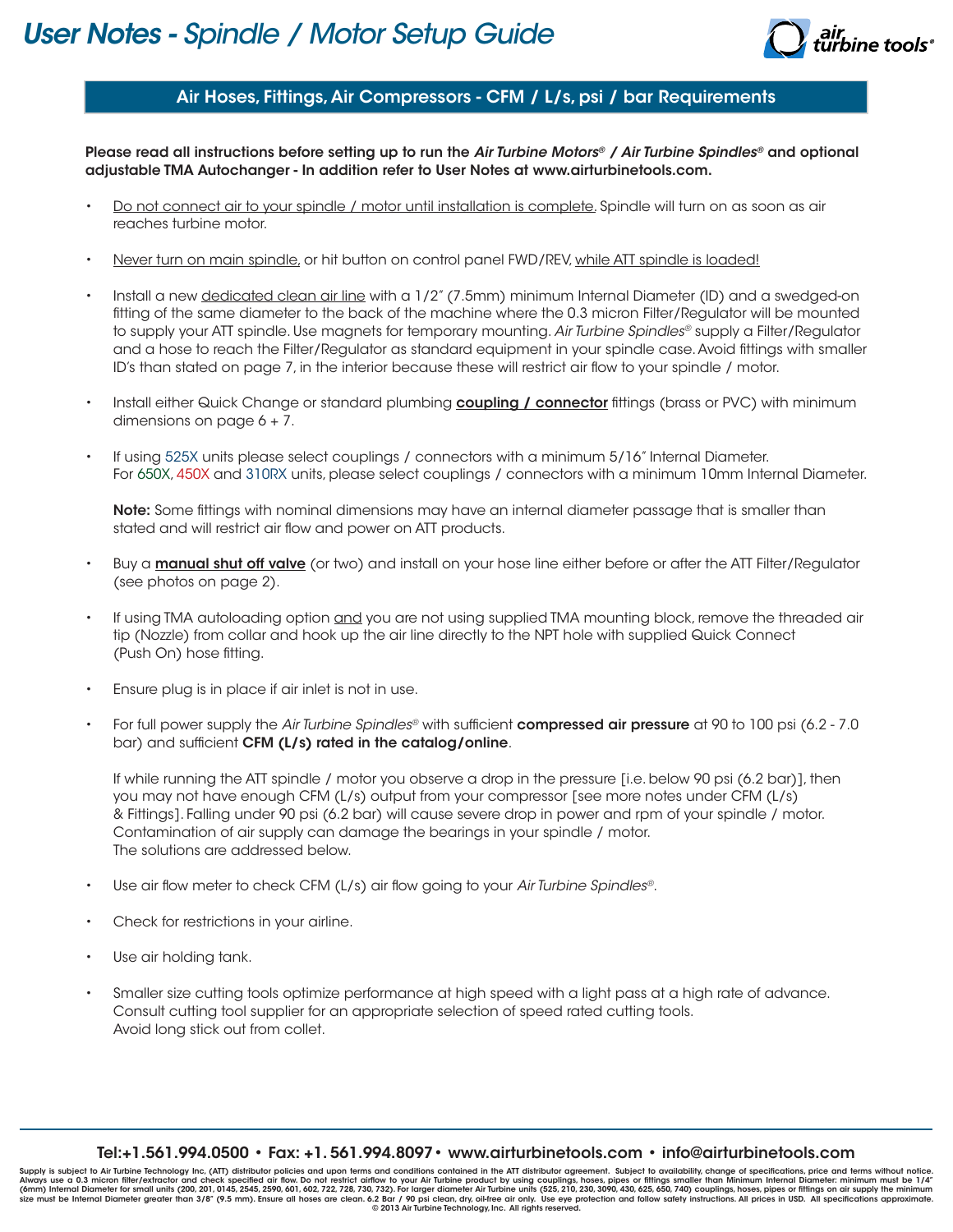# *User Notes - Spindle / Motor Setup Guide*

## Air Hoses, Fittings, Air Compressors - CFM / L/s, psi / bar Requirements

**Please read all instructions before setting up to run the *Air Turbine Motors® / Air Turbine Spindles®* and optional adjustable TMA Autochanger - In addition refer to User Notes at www.airturbinetools.com.**

- Do not connect air to your spindle / motor until installation is complete. Spindle will turn on as soon as air reaches turbine motor.

- Never turn on main spindle, or hit button on control panel FWD/REV, while ATT spindle is loaded!

- Install a new dedicated clean air line with a 1/2" (7.5mm) minimum Internal Diameter (ID) and a swedged-on fitting of the same diameter to the back of the machine where the 0.3 micron Filter/Regulator will be mounted to supply your ATT spindle. Use magnets for temporary mounting. *Air Turbine Spindles®* supply a Filter/Regulator and a hose to reach the Filter/Regulator as standard equipment in your spindle case. Avoid fittings with smaller ID's than stated on page 7, in the interior because these will restrict air flow to your spindle / motor.

- Install either Quick Change or standard plumbing **coupling / connector** fittings (brass or PVC) with minimum dimensions on page 6 + 7.

- If using 525X units please select couplings / connectors with a minimum 5/16" Internal Diameter. For 650X, 450X and 310RX units, please select couplings / connectors with a minimum 10mm Internal Diameter.

  **Note:** Some fittings with nominal dimensions may have an internal diameter passage that is smaller than stated and will restrict air flow and power on ATT products.

- Buy a **manual shut off valve** (or two) and install on your hose line either before or after the ATT Filter/Regulator (see photos on page 2).

- If using TMA autoloading option and you are not using supplied TMA mounting block, remove the threaded air tip (Nozzle) from collar and hook up the air line directly to the NPT hole with supplied Quick Connect (Push On) hose fitting.

- Ensure plug is in place if air inlet is not in use.

- For full power supply the *Air Turbine Spindles®* with sufficient **compressed air pressure** at 90 to 100 psi (6.2 - 7.0 bar) and sufficient **CFM (L/s) rated in the catalog/online**.

  If while running the ATT spindle / motor you observe a drop in the pressure [i.e. below 90 psi (6.2 bar)], then you may not have enough CFM (L/s) output from your compressor [see more notes under CFM (L/s) & Fittings]. Falling under 90 psi (6.2 bar) will cause severe drop in power and rpm of your spindle / motor. Contamination of air supply can damage the bearings in your spindle / motor. The solutions are addressed below.

- Use air flow meter to check CFM (L/s) air flow going to your *Air Turbine Spindles®*.

- Check for restrictions in your airline.

- Use air holding tank.

- Smaller size cutting tools optimize performance at high speed with a light pass at a high rate of advance. Consult cutting tool supplier for an appropriate selection of speed rated cutting tools. Avoid long stick out from collet.

Tel:+1.561.994.0500 • Fax: +1. 561.994.8097 • www.airturbinetools.com • info@airturbinetools.com

Supply is subject to Air Turbine Technology Inc. (ATT) distributor policies and upon terms and conditions contained in the ATT distributor agreement. Subject to availability, change of specifications, price and terms without notice. Always use a 0.3 micron filter/extractor and check specified air flow. Do not restrict airflow to your Air Turbine product by using couplings, hoses, pipes or fittings smaller than Minimum Internal Diameter: minimum must be 1/4" (6mm) Internal Diameter for small units (200, 201, 0145, 2545, 2590, 601, 602, 722, 728, 730, 732). For larger diameter Air Turbine units (525, 210, 230, 3090, 430, 625, 650, 740) couplings, hoses, pipes or fittings on air supply the minimum size must be Internal Diameter greater than 3/8" (9.5 mm). Ensure all hoses are clean. 6.2 Bar / 90 psi clean, dry, oil-free air only. Use eye protection and follow safety instructions. All prices in USD. All specifications approximate. © 2013 Air Turbine Technology, Inc. All rights reserved.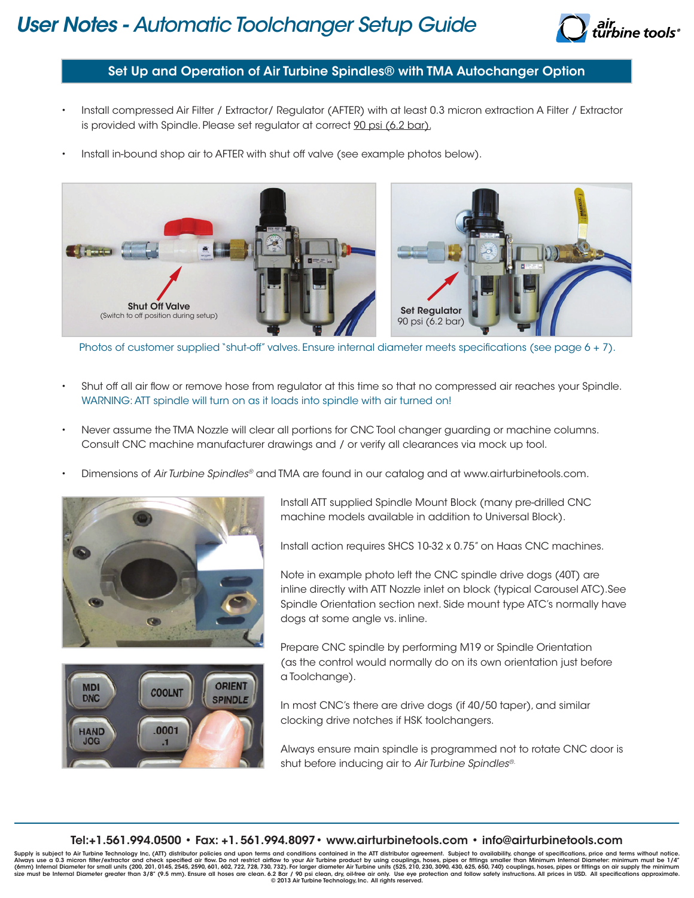# User Notes - Automatic Toolchanger Setup Guide

## Set Up and Operation of Air Turbine Spindles® with TMA Autochanger Option

- Install compressed Air Filter / Extractor/ Regulator (AFTER) with at least 0.3 micron extraction A Filter / Extractor is provided with Spindle. Please set regulator at correct 90 psi (6.2 bar).
- Install in-bound shop air to AFTER with shut off valve (see example photos below).

**Shut Off Valve**
(Switch to off position during setup)

**Set Regulator**
90 psi (6.2 bar)

Photos of customer supplied "shut-off" valves. Ensure internal diameter meets specifications (see page 6 + 7).

- Shut off all air flow or remove hose from regulator at this time so that no compressed air reaches your Spindle. WARNING: ATT spindle will turn on as it loads into spindle with air turned on!
- Never assume the TMA Nozzle will clear all portions for CNC Tool changer guarding or machine columns. Consult CNC machine manufacturer drawings and / or verify all clearances via mock up tool.
- Dimensions of *Air Turbine Spindles*® and TMA are found in our catalog and at www.airturbinetools.com.

Install ATT supplied Spindle Mount Block (many pre-drilled CNC machine models available in addition to Universal Block).

Install action requires SHCS 10-32 x 0.75" on Haas CNC machines.

Note in example photo left the CNC spindle drive dogs (40T) are inline directly with ATT Nozzle inlet on block (typical Carousel ATC).See Spindle Orientation section next. Side mount type ATC's normally have dogs at some angle vs. inline.

Prepare CNC spindle by performing M19 or Spindle Orientation (as the control would normally do on its own orientation just before a Toolchange).

In most CNC's there are drive dogs (if 40/50 taper), and similar clocking drive notches if HSK toolchangers.

Always ensure main spindle is programmed not to rotate CNC door is shut before inducing air to *Air Turbine Spindles*®.

Tel:+1.561.994.0500 • Fax: +1. 561.994.8097 • www.airturbinetools.com • info@airturbinetools.com

Supply is subject to Air Turbine Technology Inc. (ATT) distributor policies and upon terms and conditions contained in the ATT distributor agreement. Subject to availability, change of specifications, price and terms without notice. Always use a 0.3 micron filter/extractor and check specified air flow. Do not restrict airflow to your Air Turbine product by using couplings, hoses, pipes or fittings smaller than Minimum Internal Diameter: minimum must be 1/4" (6mm) Internal Diameter for small units (200, 201, 0145, 2545, 2590, 601, 602, 722, 728, 730, 732). For larger diameter Air Turbine units (525, 210, 230, 3090, 430, 625, 650, 740) couplings, hoses, pipes or fittings on air supply the minimum size must be Internal Diameter greater than 3/8" (9.5 mm). Ensure all hoses are clean. 6.2 Bar / 90 psi clean, dry, oil-free air only. Use eye protection and follow safety instructions. All prices in USD. All specifications approximate.
© 2013 Air Turbine Technology, Inc. All rights reserved.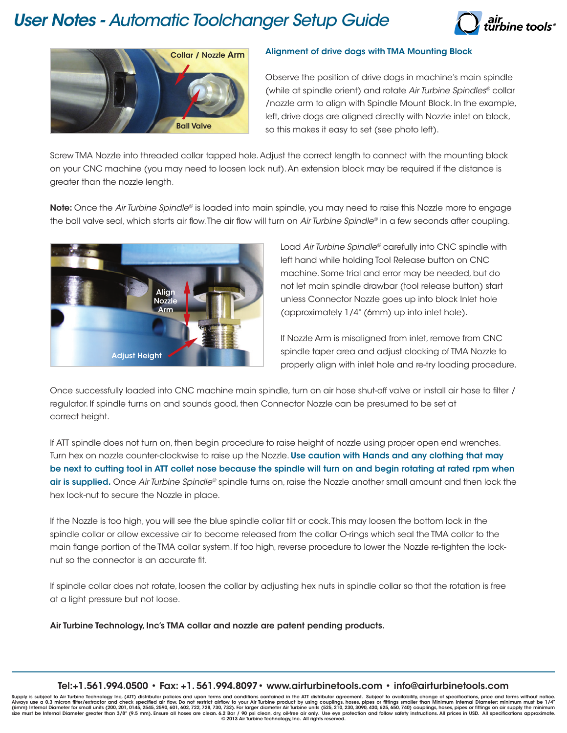# User Notes - Automatic Toolchanger Setup Guide

### Alignment of drive dogs with TMA Mounting Block

Observe the position of drive dogs in machine's main spindle (while at spindle orient) and rotate *Air Turbine Spindles®* collar /nozzle arm to align with Spindle Mount Block. In the example, left, drive dogs are aligned directly with Nozzle inlet on block, so this makes it easy to set (see photo left).

Screw TMA Nozzle into threaded collar tapped hole. Adjust the correct length to connect with the mounting block on your CNC machine (you may need to loosen lock nut). An extension block may be required if the distance is greater than the nozzle length.

**Note:** Once the *Air Turbine Spindle®* is loaded into main spindle, you may need to raise this Nozzle more to engage the ball valve seal, which starts air flow. The air flow will turn on *Air Turbine Spindle®* in a few seconds after coupling.

Load *Air Turbine Spindle®* carefully into CNC spindle with left hand while holding Tool Release button on CNC machine. Some trial and error may be needed, but do not let main spindle drawbar (tool release button) start unless Connector Nozzle goes up into block Inlet hole (approximately 1/4" (6mm) up into inlet hole).

If Nozzle Arm is misaligned from inlet, remove from CNC spindle taper area and adjust clocking of TMA Nozzle to properly align with inlet hole and re-try loading procedure.

Once successfully loaded into CNC machine main spindle, turn on air hose shut-off valve or install air hose to filter / regulator. If spindle turns on and sounds good, then Connector Nozzle can be presumed to be set at correct height.

If ATT spindle does not turn on, then begin procedure to raise height of nozzle using proper open end wrenches. Turn hex on nozzle counter-clockwise to raise up the Nozzle. **Use caution with Hands and any clothing that may be next to cutting tool in ATT collet nose because the spindle will turn on and begin rotating at rated rpm when air is supplied.** Once *Air Turbine Spindle®* spindle turns on, raise the Nozzle another small amount and then lock the hex lock-nut to secure the Nozzle in place.

If the Nozzle is too high, you will see the blue spindle collar tilt or cock. This may loosen the bottom lock in the spindle collar or allow excessive air to become released from the collar O-rings which seal the TMA collar to the main flange portion of the TMA collar system. If too high, reverse procedure to lower the Nozzle re-tighten the lock-nut so the connector is an accurate fit.

If spindle collar does not rotate, loosen the collar by adjusting hex nuts in spindle collar so that the rotation is free at a light pressure but not loose.

**Air Turbine Technology, Inc's TMA collar and nozzle are patent pending products.**

Tel:+1.561.994.0500 • Fax: +1. 561.994.8097 • www.airturbinetools.com • info@airturbinetools.com

Supply is subject to Air Turbine Technology Inc. (ATT) distributor policies and upon terms and conditions contained in the ATT distributor agreement. Subject to availability, change of specifications, price and terms without notice. Always use a 0.3 micron filter/extractor and check specified air flow. Do not restrict airflow to your Air Turbine product by using couplings, hoses, pipes or fittings smaller than Minimum Internal Diameter: minimum must be 1/4" (6mm) Internal Diameter for small units (200, 201, 0145, 2545, 2590, 601, 602, 722, 728, 730, 732). For larger diameter Air Turbine units (525, 210, 230, 3090, 430, 625, 650, 740) couplings, hoses, pipes or fittings on air supply the minimum size must be Internal Diameter greater than 3/8" (9.5 mm). Ensure all hoses are clean. 6.2 Bar / 90 psi clean, dry, oil-free air only. Use eye protection and follow safety instructions. All prices in USD. All specifications approximate. © 2013 Air Turbine Technology, Inc. All rights reserved.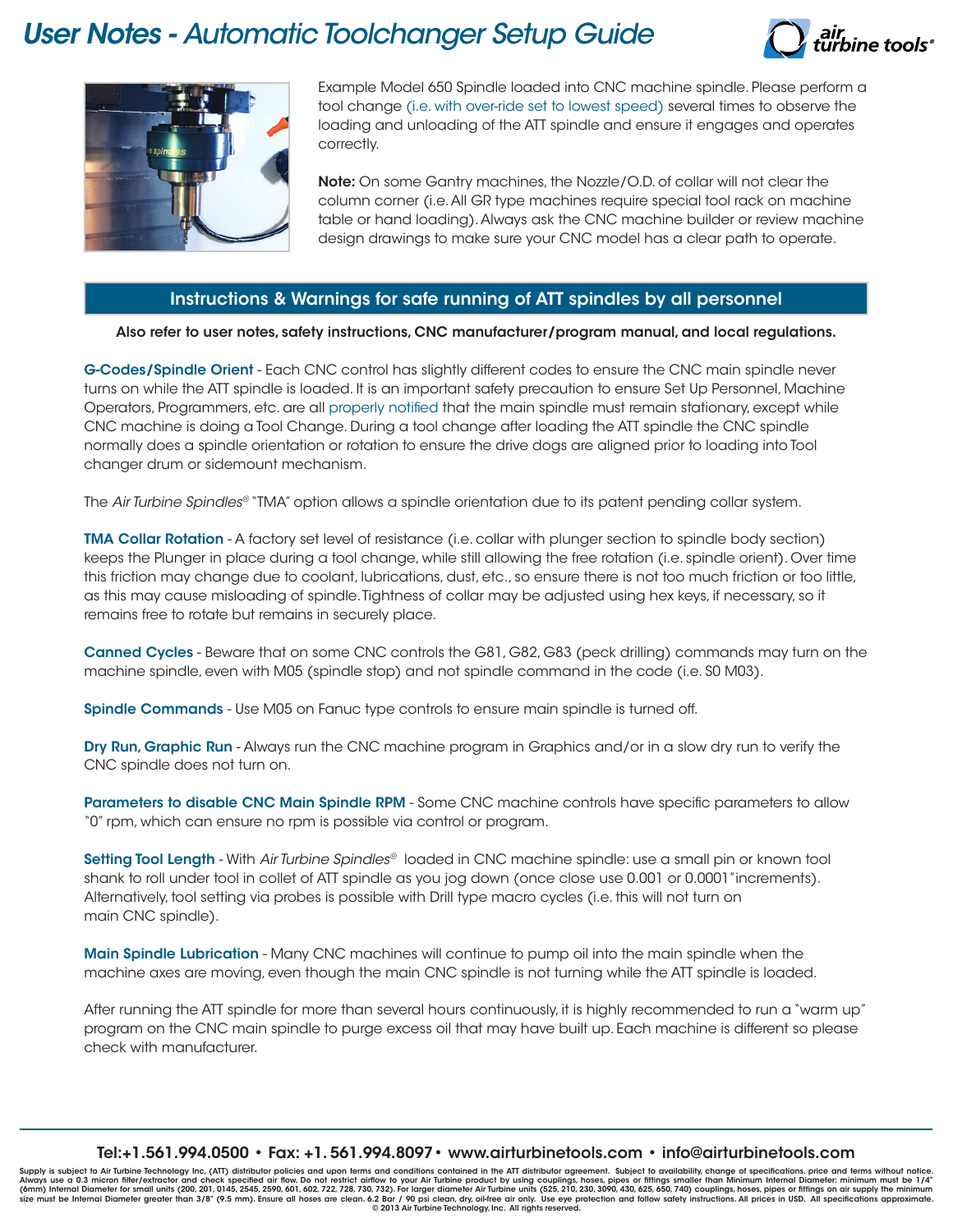# *User Notes - Automatic Toolchanger Setup Guide*

Example Model 650 Spindle loaded into CNC machine spindle. Please perform a tool change (i.e. with over-ride set to lowest speed) several times to observe the loading and unloading of the ATT spindle and ensure it engages and operates correctly.

**Note:** On some Gantry machines, the Nozzle/O.D. of collar will not clear the column corner (i.e. All GR type machines require special tool rack on machine table or hand loading). Always ask the CNC machine builder or review machine design drawings to make sure your CNC model has a clear path to operate.

## Instructions & Warnings for safe running of ATT spindles by all personnel

**Also refer to user notes, safety instructions, CNC manufacturer/program manual, and local regulations.**

**G-Codes/Spindle Orient** - Each CNC control has slightly different codes to ensure the CNC main spindle never turns on while the ATT spindle is loaded. It is an important safety precaution to ensure Set Up Personnel, Machine Operators, Programmers, etc. are all properly notified that the main spindle must remain stationary, except while CNC machine is doing a Tool Change. During a tool change after loading the ATT spindle the CNC spindle normally does a spindle orientation or rotation to ensure the drive dogs are aligned prior to loading into Tool changer drum or sidemount mechanism.

The *Air Turbine Spindles®* "TMA" option allows a spindle orientation due to its patent pending collar system.

**TMA Collar Rotation** - A factory set level of resistance (i.e. collar with plunger section to spindle body section) keeps the Plunger in place during a tool change, while still allowing the free rotation (i.e. spindle orient). Over time this friction may change due to coolant, lubrications, dust, etc., so ensure there is not too much friction or too little, as this may cause misloading of spindle. Tightness of collar may be adjusted using hex keys, if necessary, so it remains free to rotate but remains in securely place.

**Canned Cycles** - Beware that on some CNC controls the G81, G82, G83 (peck drilling) commands may turn on the machine spindle, even with M05 (spindle stop) and not spindle command in the code (i.e. S0 M03).

**Spindle Commands** - Use M05 on Fanuc type controls to ensure main spindle is turned off.

**Dry Run, Graphic Run** - Always run the CNC machine program in Graphics and/or in a slow dry run to verify the CNC spindle does not turn on.

**Parameters to disable CNC Main Spindle RPM** - Some CNC machine controls have specific parameters to allow "0" rpm, which can ensure no rpm is possible via control or program.

**Setting Tool Length** - With *Air Turbine Spindles®* loaded in CNC machine spindle: use a small pin or known tool shank to roll under tool in collet of ATT spindle as you jog down (once close use 0.001 or 0.0001" increments). Alternatively, tool setting via probes is possible with Drill type macro cycles (i.e. this will not turn on main CNC spindle).

**Main Spindle Lubrication** - Many CNC machines will continue to pump oil into the main spindle when the machine axes are moving, even though the main CNC spindle is not turning while the ATT spindle is loaded.

After running the ATT spindle for more than several hours continuously, it is highly recommended to run a "warm up" program on the CNC main spindle to purge excess oil that may have built up. Each machine is different so please check with manufacturer.

Tel:+1.561.994.0500 • Fax: +1. 561.994.8097 • www.airturbinetools.com • info@airturbinetools.com

Supply is subject to Air Turbine Technology Inc. (ATT) distributor policies and upon terms and conditions contained in the ATT distributor agreement. Subject to availability, change of specifications, price and terms without notice. Always use a 0.3 micron filter/extractor and check specified air flow. Do not restrict airflow to your Air Turbine product by using couplings, hoses, pipes or fittings smaller than Minimum Internal Diameter: minimum must be 1/4" (6mm) Internal Diameter for small units (200, 201, 0145, 2545, 2590, 601, 602, 722, 728, 730, 732). For larger diameter Air Turbine units (525, 210, 230, 3090, 430, 625, 650, 740) couplings, hoses, pipes or fittings on air supply the minimum size must be Internal Diameter greater than 3/8" (9.5 mm). Ensure all hoses are clean. 6.2 Bar / 90 psi clean, dry, oil-free air only. Use eye protection and follow safety instructions. All prices in USD. All specifications approximate.
© 2013 Air Turbine Technology, Inc. All rights reserved.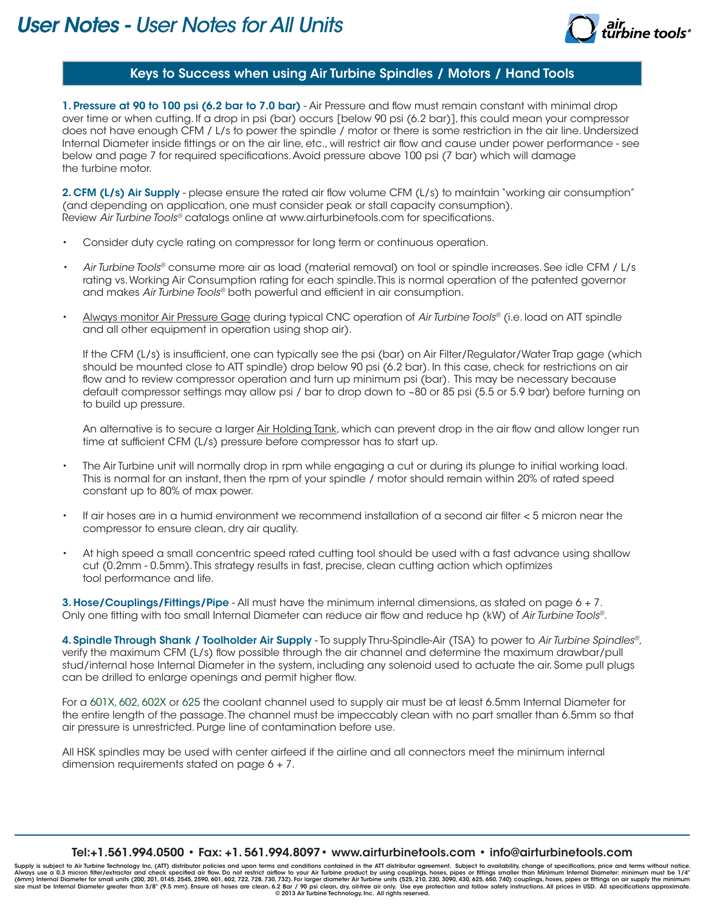# User Notes - User Notes for All Units

## Keys to Success when using Air Turbine Spindles / Motors / Hand Tools

**1. Pressure at 90 to 100 psi (6.2 bar to 7.0 bar)** - Air Pressure and flow must remain constant with minimal drop over time or when cutting. If a drop in psi (bar) occurs [below 90 psi (6.2 bar)], this could mean your compressor does not have enough CFM / L/s to power the spindle / motor or there is some restriction in the air line. Undersized Internal Diameter inside fittings or on the air line, etc., will restrict air flow and cause under power performance - see below and page 7 for required specifications. Avoid pressure above 100 psi (7 bar) which will damage the turbine motor.

**2. CFM (L/s) Air Supply** - please ensure the rated air flow volume CFM (L/s) to maintain "working air consumption" (and depending on application, one must consider peak or stall capacity consumption). Review *Air Turbine Tools®* catalogs online at www.airturbinetools.com for specifications.

- Consider duty cycle rating on compressor for long term or continuous operation.
- *Air Turbine Tools®* consume more air as load (material removal) on tool or spindle increases. See idle CFM / L/s rating vs. Working Air Consumption rating for each spindle. This is normal operation of the patented governor and makes *Air Turbine Tools®* both powerful and efficient in air consumption.
- Always monitor Air Pressure Gage during typical CNC operation of *Air Turbine Tools®* (i.e. load on ATT spindle and all other equipment in operation using shop air).

  If the CFM (L/s) is insufficient, one can typically see the psi (bar) on Air Filter/Regulator/Water Trap gage (which should be mounted close to ATT spindle) drop below 90 psi (6.2 bar). In this case, check for restrictions on air flow and to review compressor operation and turn up minimum psi (bar). This may be necessary because default compressor settings may allow psi / bar to drop down to ~80 or 85 psi (5.5 or 5.9 bar) before turning on to build up pressure.

  An alternative is to secure a larger Air Holding Tank, which can prevent drop in the air flow and allow longer run time at sufficient CFM (L/s) pressure before compressor has to start up.

- The Air Turbine unit will normally drop in rpm while engaging a cut or during its plunge to initial working load. This is normal for an instant, then the rpm of your spindle / motor should remain within 20% of rated speed constant up to 80% of max power.
- If air hoses are in a humid environment we recommend installation of a second air filter < 5 micron near the compressor to ensure clean, dry air quality.
- At high speed a small concentric speed rated cutting tool should be used with a fast advance using shallow cut (0.2mm - 0.5mm). This strategy results in fast, precise, clean cutting action which optimizes tool performance and life.

**3. Hose/Couplings/Fittings/Pipe** - All must have the minimum internal dimensions, as stated on page 6 + 7. Only one fitting with too small Internal Diameter can reduce air flow and reduce hp (kW) of *Air Turbine Tools®*.

**4. Spindle Through Shank / Toolholder Air Supply** - To supply Thru-Spindle-Air (TSA) to power to *Air Turbine Spindles®*, verify the maximum CFM (L/s) flow possible through the air channel and determine the maximum drawbar/pull stud/internal hose Internal Diameter in the system, including any solenoid used to actuate the air. Some pull plugs can be drilled to enlarge openings and permit higher flow.

For a 601X, 602, 602X or 625 the coolant channel used to supply air must be at least 6.5mm Internal Diameter for the entire length of the passage. The channel must be impeccably clean with no part smaller than 6.5mm so that air pressure is unrestricted. Purge line of contamination before use.

All HSK spindles may be used with center airfeed if the airline and all connectors meet the minimum internal dimension requirements stated on page 6 + 7.

Tel:+1.561.994.0500 • Fax: +1. 561.994.8097 • www.airturbinetools.com • info@airturbinetools.com

Supply is subject to Air Turbine Technology Inc. (ATT) distributor policies and upon terms and conditions contained in the ATT distributor agreement. Subject to availability, change of specifications, price and terms without notice. Always use a 0.3 micron filter/extractor and check specified air flow. Do not restrict airflow to your Air Turbine product by using couplings, hoses, pipes or fittings smaller than Minimum Internal Diameter: minimum must be 1/4" (6mm) Internal Diameter for small units (200, 201, 0145, 2545, 2590, 601, 602, 722, 728, 730, 732). For larger diameter Air Turbine units (525, 210, 230, 3090, 430, 625, 650, 740) couplings, hoses, pipes or fittings on air supply the minimum size must be Internal Diameter greater than 3/8" (9.5 mm). Ensure all hoses are clean. 6.2 Bar / 90 psi clean, dry, oil-free air only. Use eye protection and follow safety instructions. All prices in USD. All specifications approximate. © 2013 Air Turbine Technology, Inc. All rights reserved.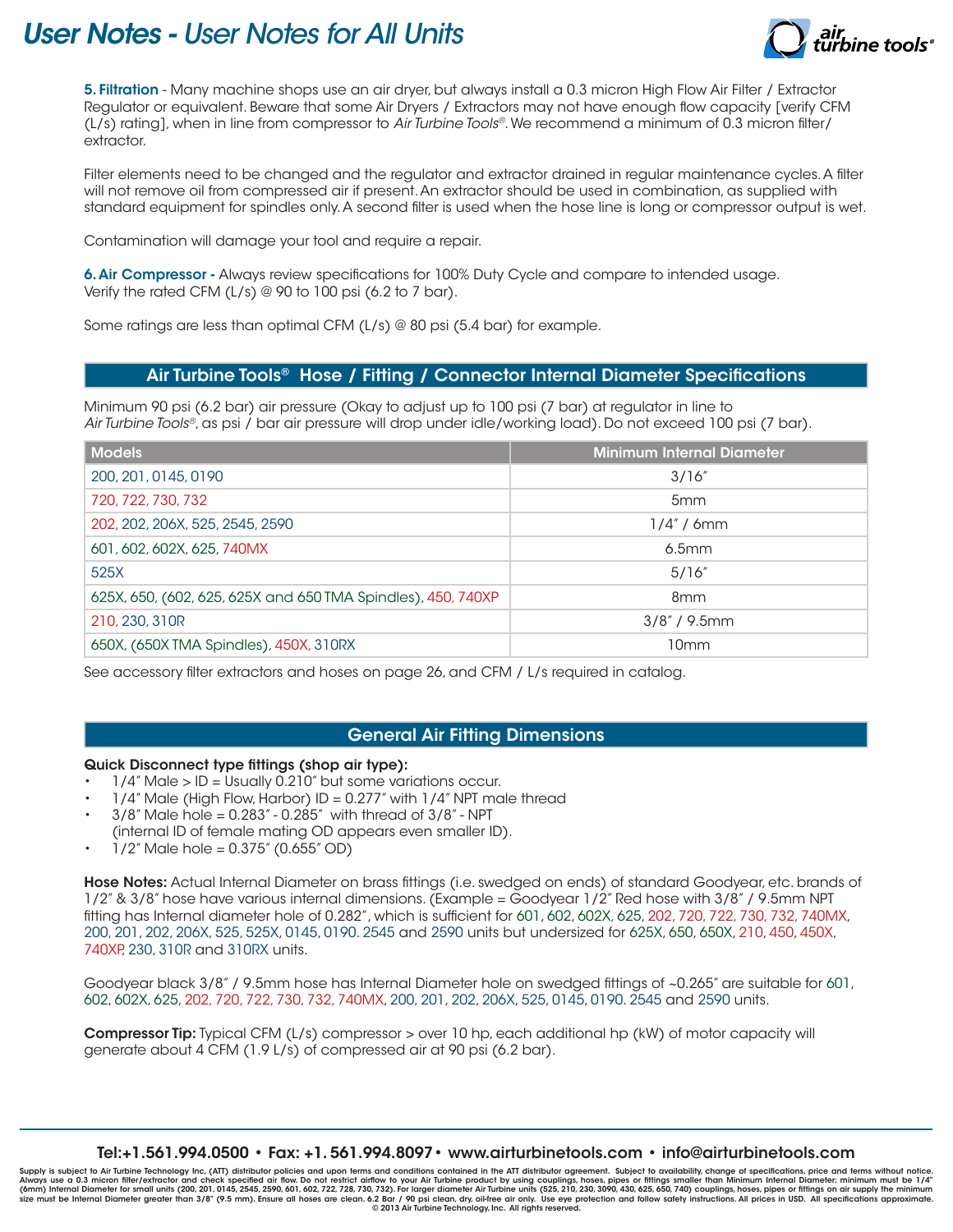# User Notes - User Notes for All Units

**5. Filtration** - Many machine shops use an air dryer, but always install a 0.3 micron High Flow Air Filter / Extractor Regulator or equivalent. Beware that some Air Dryers / Extractors may not have enough flow capacity [verify CFM (L/s) rating], when in line from compressor to *Air Turbine Tools®*. We recommend a minimum of 0.3 micron filter/ extractor.

Filter elements need to be changed and the regulator and extractor drained in regular maintenance cycles. A filter will not remove oil from compressed air if present. An extractor should be used in combination, as supplied with standard equipment for spindles only. A second filter is used when the hose line is long or compressor output is wet.

Contamination will damage your tool and require a repair.

**6. Air Compressor -** Always review specifications for 100% Duty Cycle and compare to intended usage. Verify the rated CFM (L/s) @ 90 to 100 psi (6.2 to 7 bar).

Some ratings are less than optimal CFM (L/s) @ 80 psi (5.4 bar) for example.

## Air Turbine Tools® Hose / Fitting / Connector Internal Diameter Specifications

Minimum 90 psi (6.2 bar) air pressure (Okay to adjust up to 100 psi (7 bar) at regulator in line to *Air Turbine Tools®*, as psi / bar air pressure will drop under idle/working load). Do not exceed 100 psi (7 bar).

| Models | Minimum Internal Diameter |
|---|---|
| 200, 201, 0145, 0190 | 3/16" |
| 720, 722, 730, 732 | 5mm |
| 202, 202, 206X, 525, 2545, 2590 | 1/4" / 6mm |
| 601, 602, 602X, 625, 740MX | 6.5mm |
| 525X | 5/16" |
| 625X, 650, (602, 625, 625X and 650 TMA Spindles), 450, 740XP | 8mm |
| 210, 230, 310R | 3/8" / 9.5mm |
| 650X, (650X TMA Spindles), 450X, 310RX | 10mm |

See accessory filter extractors and hoses on page 26, and CFM / L/s required in catalog.

## General Air Fitting Dimensions

**Quick Disconnect type fittings (shop air type):**

- 1/4" Male > ID = Usually 0.210" but some variations occur.
- 1/4" Male (High Flow, Harbor) ID = 0.277" with 1/4" NPT male thread
- 3/8" Male hole = 0.283" - 0.285" with thread of 3/8" - NPT (internal ID of female mating OD appears even smaller ID).
- 1/2" Male hole = 0.375" (0.655" OD)

**Hose Notes:** Actual Internal Diameter on brass fittings (i.e. swedged on ends) of standard Goodyear, etc. brands of 1/2" & 3/8" hose have various internal dimensions. (Example = Goodyear 1/2" Red hose with 3/8" / 9.5mm NPT fitting has Internal diameter hole of 0.282", which is sufficient for 601, 602, 602X, 625, 202, 720, 722, 730, 732, 740MX, 200, 201, 202, 206X, 525, 525X, 0145, 0190. 2545 and 2590 units but undersized for 625X, 650, 650X, 210, 450, 450X, 740XP, 230, 310R and 310RX units.

Goodyear black 3/8" / 9.5mm hose has Internal Diameter hole on swedged fittings of ~0.265" are suitable for 601, 602, 602X, 625, 202, 720, 722, 730, 732, 740MX, 200, 201, 202, 206X, 525, 0145, 0190. 2545 and 2590 units.

**Compressor Tip:** Typical CFM (L/s) compressor > over 10 hp, each additional hp (kW) of motor capacity will generate about 4 CFM (1.9 L/s) of compressed air at 90 psi (6.2 bar).

Tel:+1.561.994.0500 • Fax: +1. 561.994.8097 • www.airturbinetools.com • info@airturbinetools.com

Supply is subject to Air Turbine Technology Inc. (ATT) distributor policies and upon terms and conditions contained in the ATT distributor agreement. Subject to availability, change of specifications, price and terms without notice. Always use a 0.3 micron filter/extractor and check specified air flow. Do not restrict airflow to your Air Turbine product by using couplings, hoses, pipes or fittings smaller than Minimum Internal Diameter: minimum must be 1/4" (6mm) Internal Diameter for small units (200, 201, 0145, 2545, 2590, 601, 602, 722, 728, 730, 732). For larger diameter Air Turbine units (525, 210, 230, 3090, 430, 625, 650, 740) couplings, hoses, pipes or fittings on air supply the minimum size must be Internal Diameter greater than 3/8" (9.5 mm). Ensure all hoses are clean. 6.2 Bar / 90 psi clean, dry, oil-free air only. Use eye protection and follow safety instructions. All prices in USD. All specifications approximate. © 2013 Air Turbine Technology, Inc. All rights reserved.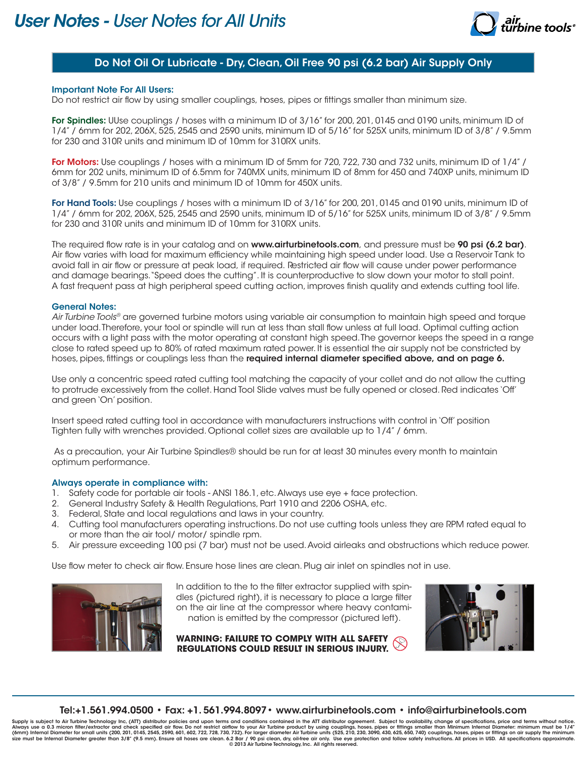# User Notes - User Notes for All Units

## Do Not Oil Or Lubricate - Dry, Clean, Oil Free 90 psi (6.2 bar) Air Supply Only

### Important Note For All Users:

Do not restrict air flow by using smaller couplings, hoses, pipes or fittings smaller than minimum size.

**For Spindles:** UUse couplings / hoses with a minimum ID of 3/16" for 200, 201, 0145 and 0190 units, minimum ID of 1/4" / 6mm for 202, 206X, 525, 2545 and 2590 units, minimum ID of 5/16" for 525X units, minimum ID of 3/8" / 9.5mm for 230 and 310R units and minimum ID of 10mm for 310RX units.

**For Motors:** Use couplings / hoses with a minimum ID of 5mm for 720, 722, 730 and 732 units, minimum ID of 1/4" / 6mm for 202 units, minimum ID of 6.5mm for 740MX units, minimum ID of 8mm for 450 and 740XP units, minimum ID of 3/8" / 9.5mm for 210 units and minimum ID of 10mm for 450X units.

**For Hand Tools:** Use couplings / hoses with a minimum ID of 3/16" for 200, 201, 0145 and 0190 units, minimum ID of 1/4" / 6mm for 202, 206X, 525, 2545 and 2590 units, minimum ID of 5/16" for 525X units, minimum ID of 3/8" / 9.5mm for 230 and 310R units and minimum ID of 10mm for 310RX units.

The required flow rate is in your catalog and on **www.airturbinetools.com**, and pressure must be **90 psi (6.2 bar)**. Air flow varies with load for maximum efficiency while maintaining high speed under load. Use a Reservoir Tank to avoid fall in air flow or pressure at peak load, if required. Restricted air flow will cause under power performance and damage bearings. "Speed does the cutting". It is counterproductive to slow down your motor to stall point. A fast frequent pass at high peripheral speed cutting action, improves finish quality and extends cutting tool life.

### General Notes:

*Air Turbine Tools®* are governed turbine motors using variable air consumption to maintain high speed and torque under load. Therefore, your tool or spindle will run at less than stall flow unless at full load. Optimal cutting action occurs with a light pass with the motor operating at constant high speed. The governor keeps the speed in a range close to rated speed up to 80% of rated maximum rated power. It is essential the air supply not be constricted by hoses, pipes, fittings or couplings less than the **required internal diameter specified above, and on page 6.**

Use only a concentric speed rated cutting tool matching the capacity of your collet and do not allow the cutting to protrude excessively from the collet. Hand Tool Slide valves must be fully opened or closed. Red indicates 'Off' and green 'On' position.

Insert speed rated cutting tool in accordance with manufacturers instructions with control in 'Off' position Tighten fully with wrenches provided. Optional collet sizes are available up to 1/4" / 6mm.

As a precaution, your Air Turbine Spindles® should be run for at least 30 minutes every month to maintain optimum performance.

### Always operate in compliance with:

1. Safety code for portable air tools - ANSI 186.1, etc. Always use eye + face protection.
2. General Industry Safety & Health Regulations, Part 1910 and 2206 OSHA, etc.
3. Federal, State and local regulations and laws in your country.
4. Cutting tool manufacturers operating instructions. Do not use cutting tools unless they are RPM rated equal to or more than the air tool/ motor/ spindle rpm.
5. Air pressure exceeding 100 psi (7 bar) must not be used. Avoid airleaks and obstructions which reduce power.

Use flow meter to check air flow. Ensure hose lines are clean. Plug air inlet on spindles not in use.

In addition to the to the filter extractor supplied with spindles (pictured right), it is necessary to place a large filter on the air line at the compressor where heavy contamination is emitted by the compressor (pictured left).

**WARNING: FAILURE TO COMPLY WITH ALL SAFETY REGULATIONS COULD RESULT IN SERIOUS INJURY.**

**Tel:+1.561.994.0500 • Fax: +1. 561.994.8097 • www.airturbinetools.com • info@airturbinetools.com**

Supply is subject to Air Turbine Technology Inc. (ATT) distributor policies and upon terms and conditions contained in the ATT distributor agreement. Subject to availability, change of specifications, price and terms without notice. Always use a 0.3 micron filter/extractor and check specified air flow. Do not restrict airflow to your Air Turbine product by using couplings, hoses, pipes or fittings smaller than Minimum Internal Diameter: minimum must be 1/4" (6mm) Internal Diameter for small units (200, 201, 0145, 2545, 2590, 601, 602, 722, 728, 730, 732). For larger diameter Air Turbine units (525, 210, 230, 3090, 430, 625, 650, 740) couplings, hoses, pipes or fittings on air supply the minimum size must be Internal Diameter greater than 3/8" (9.5 mm). Ensure all hoses are clean. 6.2 Bar / 90 psi clean, dry, oil-free air only. Use eye protection and follow safety instructions. All prices in USD. All specifications approximate.
© 2013 Air Turbine Technology, Inc. All rights reserved.